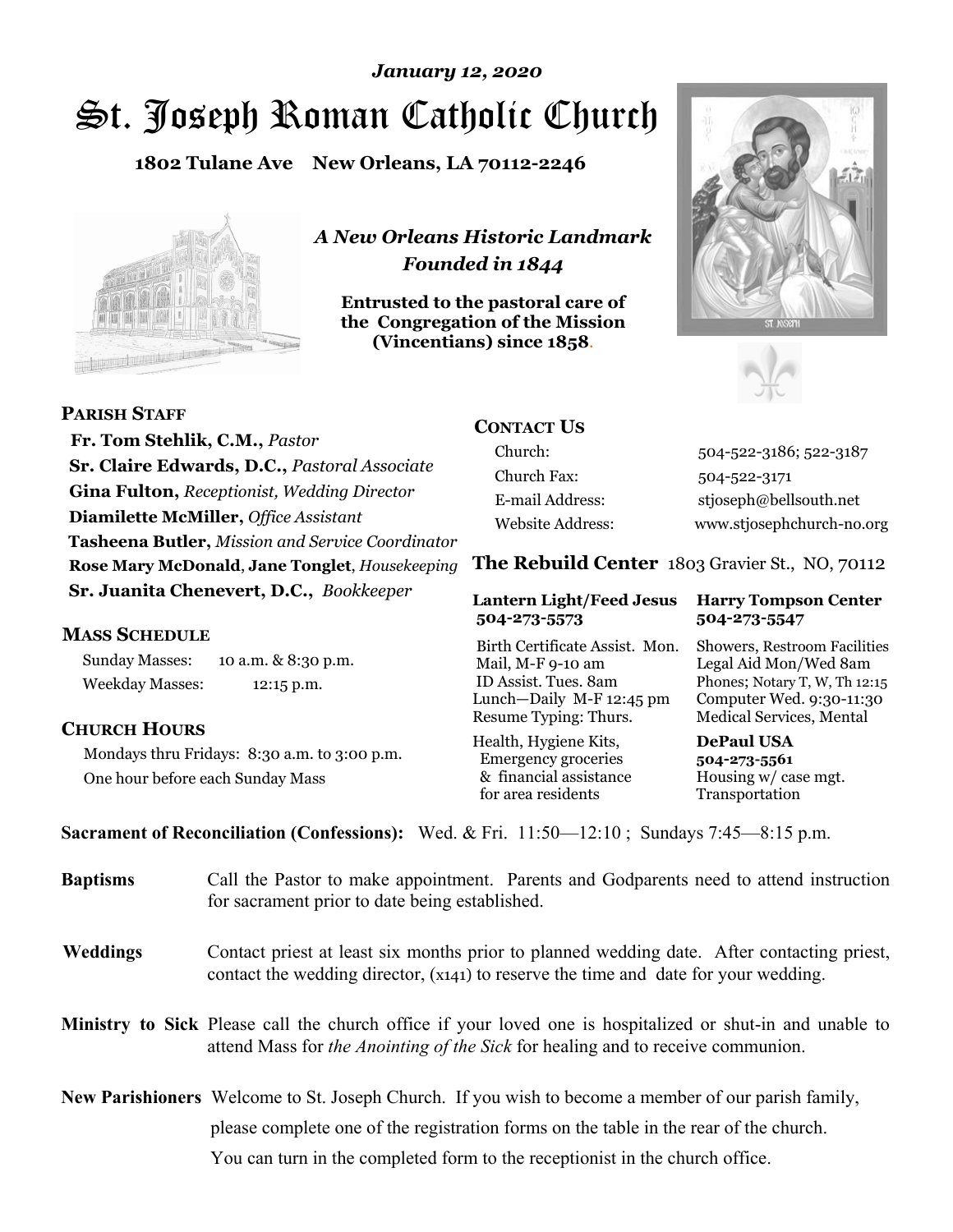*January 12, 2020*

# St. Joseph Roman Catholic Church

**1802 Tulane Ave New Orleans, LA 70112-2246**

*A New Orleans Historic Landmark*
*Founded in 1844*

**Entrusted to the pastoral care of the Congregation of the Mission (Vincentians) since 1858.**

## PARISH STAFF

**Fr. Tom Stehlik, C.M.,** *Pastor*
**Sr. Claire Edwards, D.C.,** *Pastoral Associate*
**Gina Fulton,** *Receptionist, Wedding Director*
**Diamilette McMiller,** *Office Assistant*
**Tasheena Butler,** *Mission and Service Coordinator*
**Rose Mary McDonald**, **Jane Tonglet**, *Housekeeping*
**Sr. Juanita Chenevert, D.C.,** *Bookkeeper*

## MASS SCHEDULE

Sunday Masses: 10 a.m. & 8:30 p.m.
Weekday Masses: 12:15 p.m.

## CHURCH HOURS

Mondays thru Fridays: 8:30 a.m. to 3:00 p.m.
One hour before each Sunday Mass

## CONTACT US

| | |
|---|---|
| Church: | 504-522-3186; 522-3187 |
| Church Fax: | 504-522-3171 |
| E-mail Address: | stjoseph@bellsouth.net |
| Website Address: | www.stjosephchurch-no.org |

## The Rebuild Center 1803 Gravier St., NO, 70112

| Lantern Light/Feed Jesus 504-273-5573 | Harry Tompson Center 504-273-5547 |
|---|---|
| Birth Certificate Assist. Mon. Mail, M-F 9-10 am ID Assist. Tues. 8am Lunch—Daily M-F 12:45 pm Resume Typing: Thurs. | Showers, Restroom Facilities Legal Aid Mon/Wed 8am Phones; Notary T, W, Th 12:15 Computer Wed. 9:30-11:30 Medical Services, Mental |
| Health, Hygiene Kits, Emergency groceries & financial assistance for area residents | **DePaul USA 504-273-5561** Housing w/ case mgt. Transportation |

**Sacrament of Reconciliation (Confessions):** Wed. & Fri. 11:50—12:10 ; Sundays 7:45—8:15 p.m.

**Baptisms** Call the Pastor to make appointment. Parents and Godparents need to attend instruction for sacrament prior to date being established.

**Weddings** Contact priest at least six months prior to planned wedding date. After contacting priest, contact the wedding director, (x141) to reserve the time and date for your wedding.

**Ministry to Sick** Please call the church office if your loved one is hospitalized or shut-in and unable to attend Mass for *the Anointing of the Sick* for healing and to receive communion.

**New Parishioners** Welcome to St. Joseph Church. If you wish to become a member of our parish family, please complete one of the registration forms on the table in the rear of the church. You can turn in the completed form to the receptionist in the church office.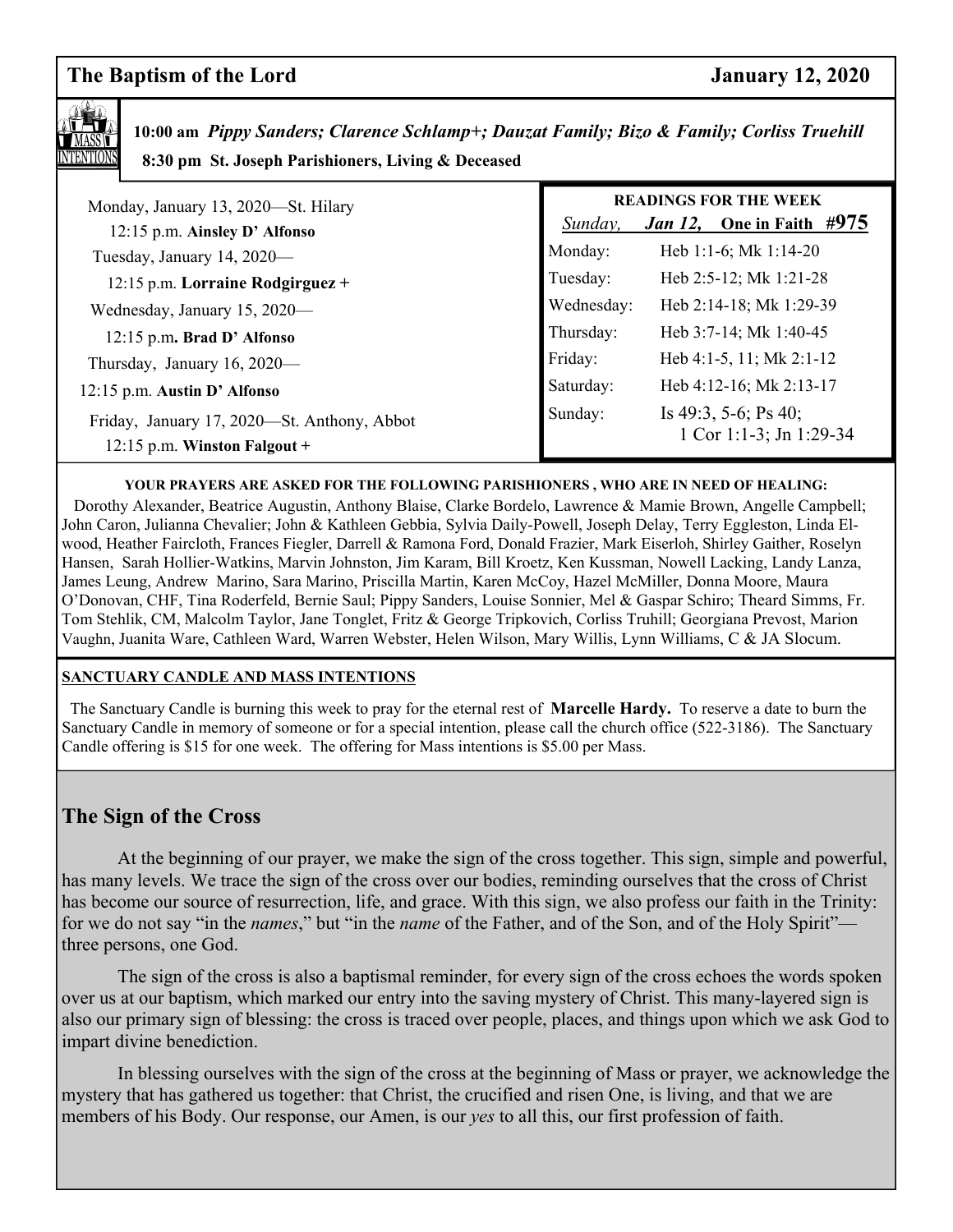## The Baptism of the Lord — January 12, 2020

**10:00 am** *Pippy Sanders; Clarence Schlamp+; Dauzat Family; Bizo & Family; Corliss Truehill*
**8:30 pm St. Joseph Parishioners, Living & Deceased**

Monday, January 13, 2020—St. Hilary
12:15 p.m. **Ainsley D' Alfonso**

Tuesday, January 14, 2020—
12:15 p.m. **Lorraine Rodgirguez +**

Wednesday, January 15, 2020—
12:15 p.m**. Brad D' Alfonso**

Thursday, January 16, 2020—
12:15 p.m. **Austin D' Alfonso**

Friday, January 17, 2020—St. Anthony, Abbot
12:15 p.m. **Winston Falgout +**

**READINGS FOR THE WEEK**

*Sunday,* ***Jan 12,*** **One in Faith #975**

| | |
|---|---|
| Monday: | Heb 1:1-6; Mk 1:14-20 |
| Tuesday: | Heb 2:5-12; Mk 1:21-28 |
| Wednesday: | Heb 2:14-18; Mk 1:29-39 |
| Thursday: | Heb 3:7-14; Mk 1:40-45 |
| Friday: | Heb 4:1-5, 11; Mk 2:1-12 |
| Saturday: | Heb 4:12-16; Mk 2:13-17 |
| Sunday: | Is 49:3, 5-6; Ps 40; 1 Cor 1:1-3; Jn 1:29-34 |

**YOUR PRAYERS ARE ASKED FOR THE FOLLOWING PARISHIONERS , WHO ARE IN NEED OF HEALING:**

Dorothy Alexander, Beatrice Augustin, Anthony Blaise, Clarke Bordelo, Lawrence & Mamie Brown, Angelle Campbell; John Caron, Julianna Chevalier; John & Kathleen Gebbia, Sylvia Daily-Powell, Joseph Delay, Terry Eggleston, Linda Elwood, Heather Faircloth, Frances Fiegler, Darrell & Ramona Ford, Donald Frazier, Mark Eiserloh, Shirley Gaither, Roselyn Hansen, Sarah Hollier-Watkins, Marvin Johnston, Jim Karam, Bill Kroetz, Ken Kussman, Nowell Lacking, Landy Lanza, James Leung, Andrew Marino, Sara Marino, Priscilla Martin, Karen McCoy, Hazel McMiller, Donna Moore, Maura O'Donovan, CHF, Tina Roderfeld, Bernie Saul; Pippy Sanders, Louise Sonnier, Mel & Gaspar Schiro; Theard Simms, Fr. Tom Stehlik, CM, Malcolm Taylor, Jane Tonglet, Fritz & George Tripkovich, Corliss Truhill; Georgiana Prevost, Marion Vaughn, Juanita Ware, Cathleen Ward, Warren Webster, Helen Wilson, Mary Willis, Lynn Williams, C & JA Slocum.

**SANCTUARY CANDLE AND MASS INTENTIONS**

The Sanctuary Candle is burning this week to pray for the eternal rest of **Marcelle Hardy.** To reserve a date to burn the Sanctuary Candle in memory of someone or for a special intention, please call the church office (522-3186). The Sanctuary Candle offering is $15 for one week. The offering for Mass intentions is $5.00 per Mass.

## The Sign of the Cross

At the beginning of our prayer, we make the sign of the cross together. This sign, simple and powerful, has many levels. We trace the sign of the cross over our bodies, reminding ourselves that the cross of Christ has become our source of resurrection, life, and grace. With this sign, we also profess our faith in the Trinity: for we do not say "in the *names*," but "in the *name* of the Father, and of the Son, and of the Holy Spirit"—three persons, one God.

The sign of the cross is also a baptismal reminder, for every sign of the cross echoes the words spoken over us at our baptism, which marked our entry into the saving mystery of Christ. This many-layered sign is also our primary sign of blessing: the cross is traced over people, places, and things upon which we ask God to impart divine benediction.

In blessing ourselves with the sign of the cross at the beginning of Mass or prayer, we acknowledge the mystery that has gathered us together: that Christ, the crucified and risen One, is living, and that we are members of his Body. Our response, our Amen, is our *yes* to all this, our first profession of faith.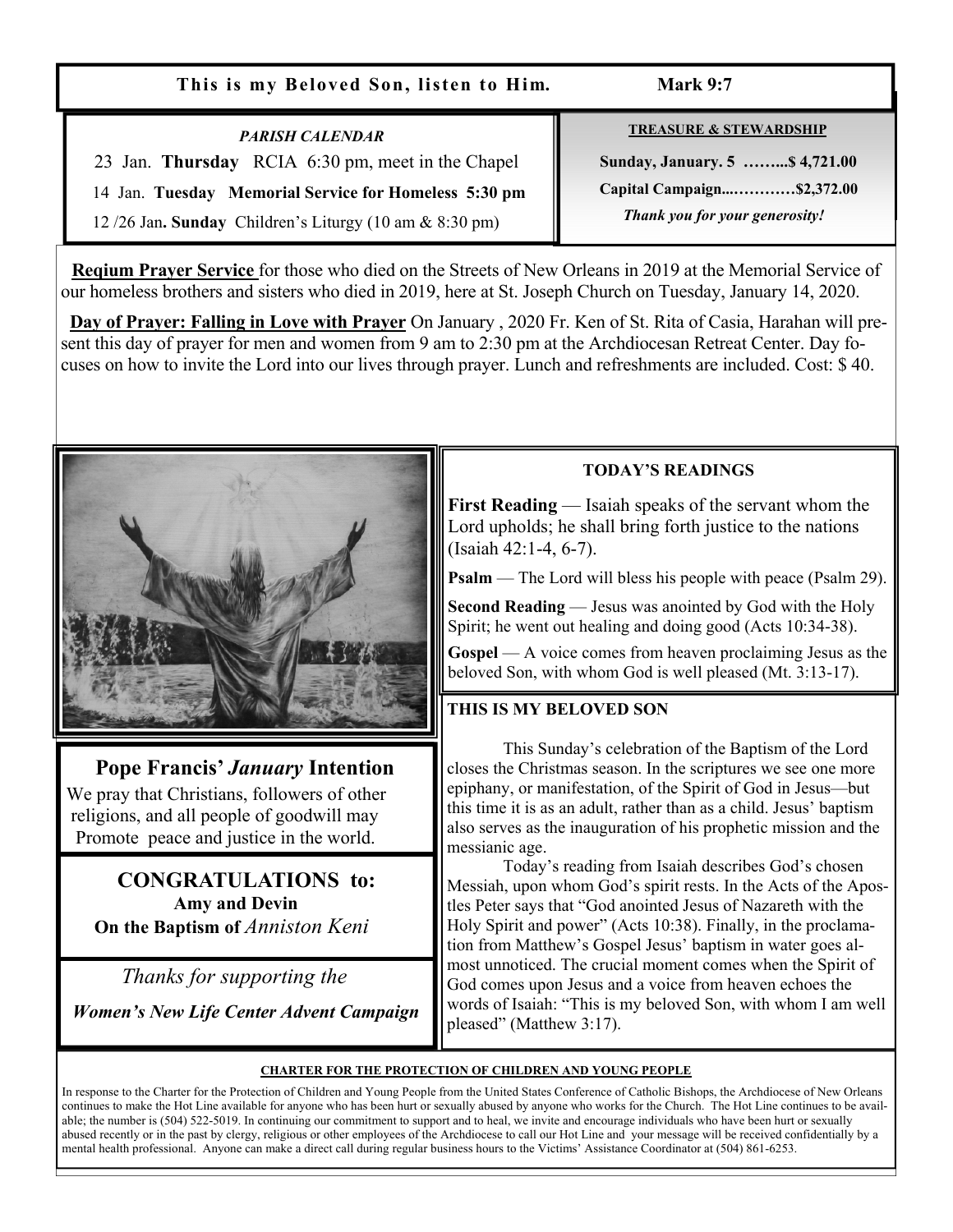**This is my Beloved Son, listen to Him.** **Mark 9:7**

*PARISH CALENDAR*

23 Jan. **Thursday** RCIA 6:30 pm, meet in the Chapel

14 Jan. **Tuesday** **Memorial Service for Homeless 5:30 pm**

12 /26 Jan**. Sunday** Children's Liturgy (10 am & 8:30 pm)

**TREASURE & STEWARDSHIP**

**Sunday, January. 5 ……...$ 4,721.00**

**Capital Campaign....…………$2,372.00**

***Thank you for your generosity!***

**Reqium Prayer Service** for those who died on the Streets of New Orleans in 2019 at the Memorial Service of our homeless brothers and sisters who died in 2019, here at St. Joseph Church on Tuesday, January 14, 2020.

**Day of Prayer: Falling in Love with Prayer** On January , 2020 Fr. Ken of St. Rita of Casia, Harahan will present this day of prayer for men and women from 9 am to 2:30 pm at the Archdiocesan Retreat Center. Day focuses on how to invite the Lord into our lives through prayer. Lunch and refreshments are included. Cost: $ 40.

## Pope Francis' *January* Intention

We pray that Christians, followers of other religions, and all people of goodwill may Promote peace and justice in the world.

## CONGRATULATIONS to:

**Amy and Devin**

**On the Baptism of** *Anniston Keni*

*Thanks for supporting the*

***Women's New Life Center Advent Campaign***

### TODAY'S READINGS

**First Reading** — Isaiah speaks of the servant whom the Lord upholds; he shall bring forth justice to the nations (Isaiah 42:1-4, 6-7).

**Psalm** — The Lord will bless his people with peace (Psalm 29).

**Second Reading** — Jesus was anointed by God with the Holy Spirit; he went out healing and doing good (Acts 10:34-38).

**Gospel** — A voice comes from heaven proclaiming Jesus as the beloved Son, with whom God is well pleased (Mt. 3:13-17).

### THIS IS MY BELOVED SON

This Sunday's celebration of the Baptism of the Lord closes the Christmas season. In the scriptures we see one more epiphany, or manifestation, of the Spirit of God in Jesus—but this time it is as an adult, rather than as a child. Jesus' baptism also serves as the inauguration of his prophetic mission and the messianic age.

Today's reading from Isaiah describes God's chosen Messiah, upon whom God's spirit rests. In the Acts of the Apostles Peter says that "God anointed Jesus of Nazareth with the Holy Spirit and power" (Acts 10:38). Finally, in the proclamation from Matthew's Gospel Jesus' baptism in water goes almost unnoticed. The crucial moment comes when the Spirit of God comes upon Jesus and a voice from heaven echoes the words of Isaiah: "This is my beloved Son, with whom I am well pleased" (Matthew 3:17).

**CHARTER FOR THE PROTECTION OF CHILDREN AND YOUNG PEOPLE**

In response to the Charter for the Protection of Children and Young People from the United States Conference of Catholic Bishops, the Archdiocese of New Orleans continues to make the Hot Line available for anyone who has been hurt or sexually abused by anyone who works for the Church. The Hot Line continues to be available; the number is (504) 522-5019. In continuing our commitment to support and to heal, we invite and encourage individuals who have been hurt or sexually abused recently or in the past by clergy, religious or other employees of the Archdiocese to call our Hot Line and your message will be received confidentially by a mental health professional. Anyone can make a direct call during regular business hours to the Victims' Assistance Coordinator at (504) 861-6253.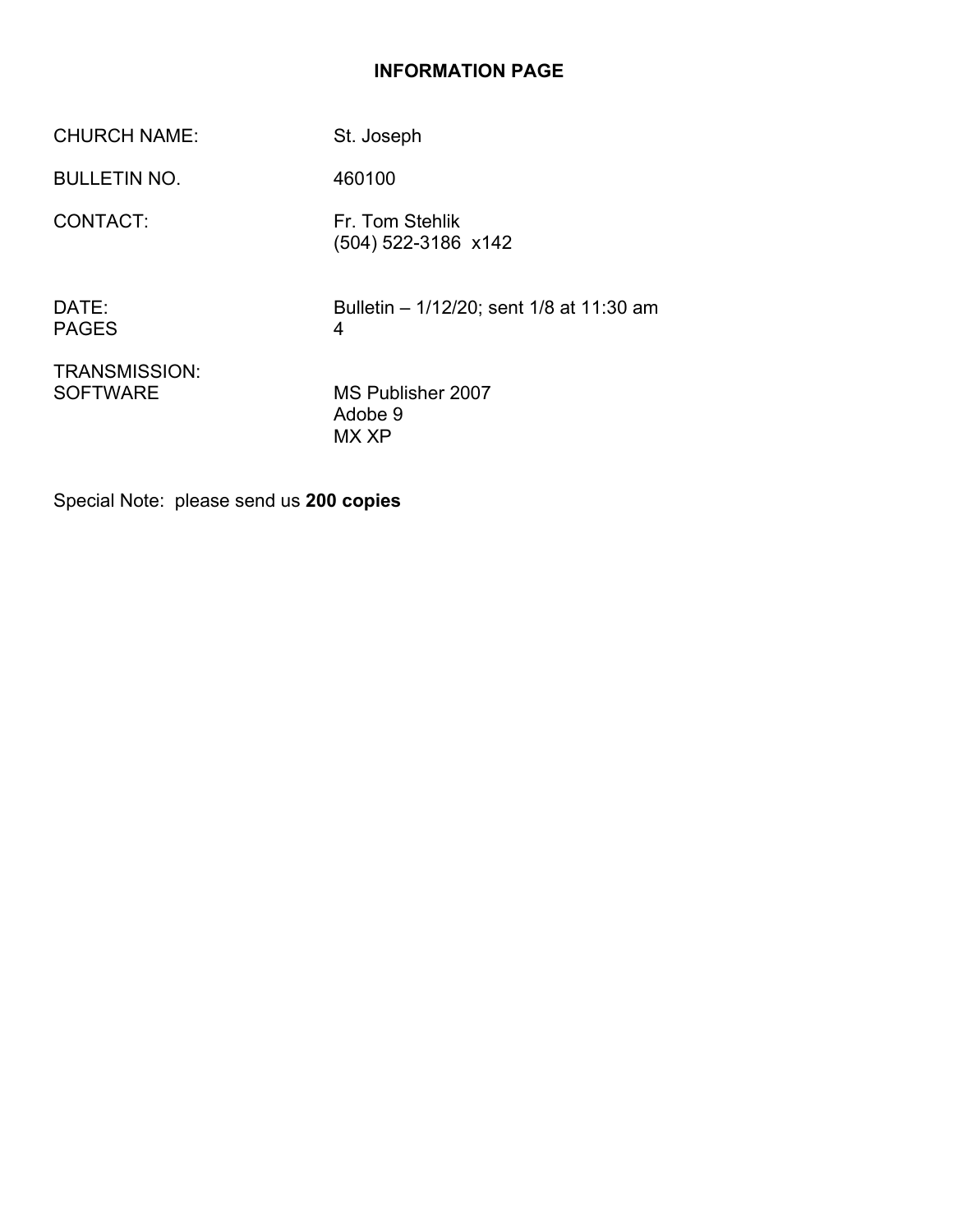# INFORMATION PAGE

| | |
|---|---|
| CHURCH NAME: | St. Joseph |
| BULLETIN NO. | 460100 |
| CONTACT: | Fr. Tom Stehlik<br>(504) 522-3186 x142 |
| DATE:<br>PAGES | Bulletin – 1/12/20; sent 1/8 at 11:30 am<br>4 |
| TRANSMISSION:<br>SOFTWARE | MS Publisher 2007<br>Adobe 9<br>MX XP |

Special Note: please send us **200 copies**